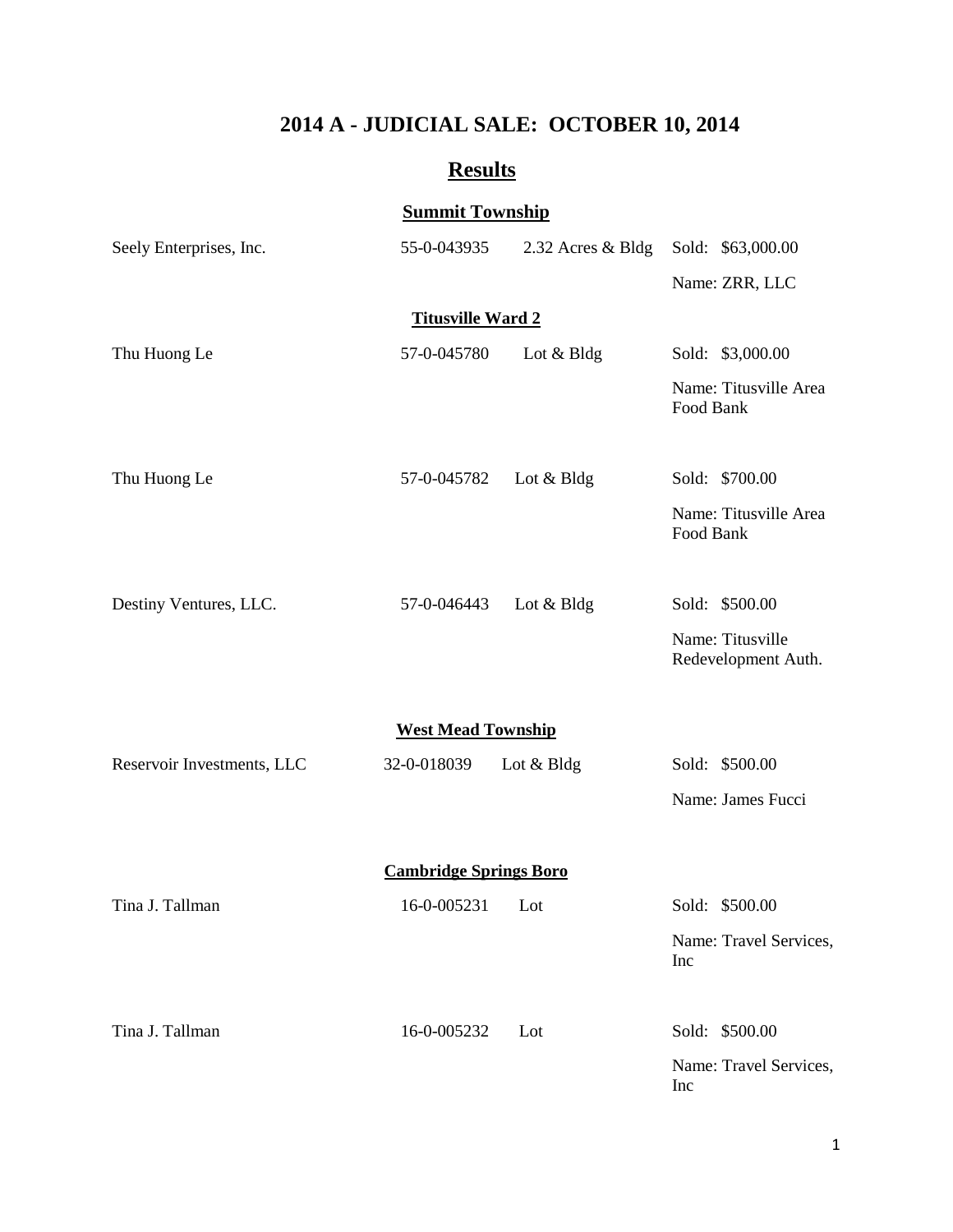# 2014 A - JUDICIAL SALE: OCTOBER 10, 2014

## Results

### Summit Township

| | | | |
|---|---|---|---|
| Seely Enterprises, Inc. | 55-0-043935 | 2.32 Acres & Bldg | Sold: $63,000.00<br>Name: ZRR, LLC |

### Titusville Ward 2

| | | | |
|---|---|---|---|
| Thu Huong Le | 57-0-045780 | Lot & Bldg | Sold: $3,000.00<br>Name: Titusville Area Food Bank |
| Thu Huong Le | 57-0-045782 | Lot & Bldg | Sold: $700.00<br>Name: Titusville Area Food Bank |
| Destiny Ventures, LLC. | 57-0-046443 | Lot & Bldg | Sold: $500.00<br>Name: Titusville Redevelopment Auth. |

### West Mead Township

| | | | |
|---|---|---|---|
| Reservoir Investments, LLC | 32-0-018039 | Lot & Bldg | Sold: $500.00<br>Name: James Fucci |

### Cambridge Springs Boro

| | | | |
|---|---|---|---|
| Tina J. Tallman | 16-0-005231 | Lot | Sold: $500.00<br>Name: Travel Services, Inc |
| Tina J. Tallman | 16-0-005232 | Lot | Sold: $500.00<br>Name: Travel Services, Inc |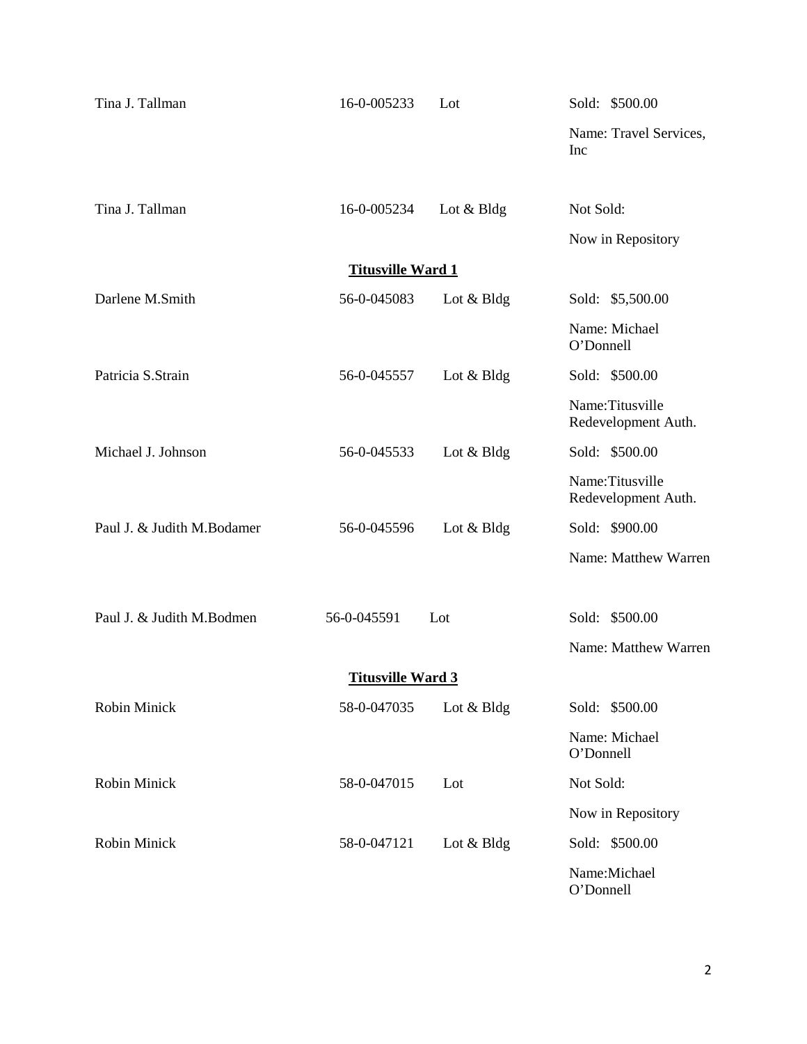| | | | |
|---|---|---|---|
| Tina J. Tallman | 16-0-005233 | Lot | Sold: $500.00<br>Name: Travel Services, Inc |
| Tina J. Tallman | 16-0-005234 | Lot & Bldg | Not Sold:<br>Now in Repository |

**Titusville Ward 1**

| | | | |
|---|---|---|---|
| Darlene M.Smith | 56-0-045083 | Lot & Bldg | Sold: $5,500.00<br>Name: Michael O'Donnell |
| Patricia S.Strain | 56-0-045557 | Lot & Bldg | Sold: $500.00<br>Name:Titusville Redevelopment Auth. |
| Michael J. Johnson | 56-0-045533 | Lot & Bldg | Sold: $500.00<br>Name:Titusville Redevelopment Auth. |
| Paul J. & Judith M.Bodamer | 56-0-045596 | Lot & Bldg | Sold: $900.00<br>Name: Matthew Warren |
| Paul J. & Judith M.Bodmen | 56-0-045591 | Lot | Sold: $500.00<br>Name: Matthew Warren |

**Titusville Ward 3**

| | | | |
|---|---|---|---|
| Robin Minick | 58-0-047035 | Lot & Bldg | Sold: $500.00<br>Name: Michael O'Donnell |
| Robin Minick | 58-0-047015 | Lot | Not Sold:<br>Now in Repository |
| Robin Minick | 58-0-047121 | Lot & Bldg | Sold: $500.00<br>Name:Michael O'Donnell |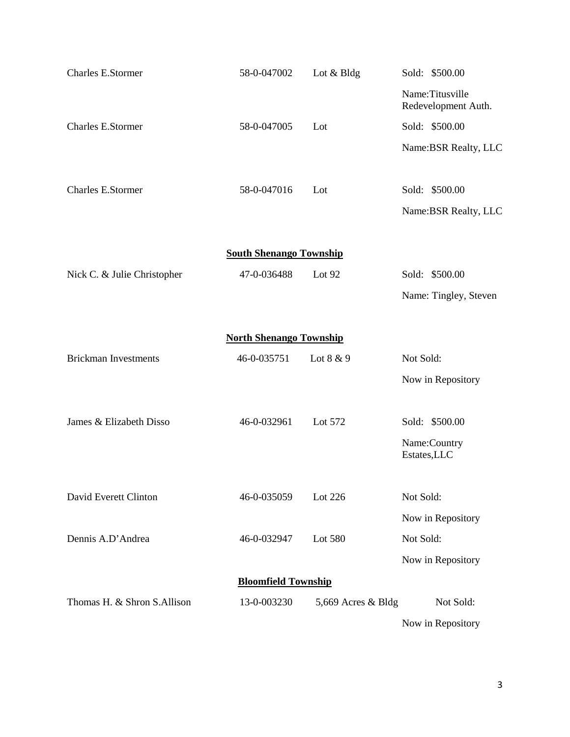| | | | |
|---|---|---|---|
| Charles E.Stormer | 58-0-047002 | Lot & Bldg | Sold: $500.00<br>Name:Titusville Redevelopment Auth. |
| Charles E.Stormer | 58-0-047005 | Lot | Sold: $500.00<br>Name:BSR Realty, LLC |
| Charles E.Stormer | 58-0-047016 | Lot | Sold: $500.00<br>Name:BSR Realty, LLC |

**South Shenango Township**

| | | | |
|---|---|---|---|
| Nick C. & Julie Christopher | 47-0-036488 | Lot 92 | Sold: $500.00<br>Name: Tingley, Steven |

**North Shenango Township**

| | | | |
|---|---|---|---|
| Brickman Investments | 46-0-035751 | Lot 8 & 9 | Not Sold:<br>Now in Repository |
| James & Elizabeth Disso | 46-0-032961 | Lot 572 | Sold: $500.00<br>Name:Country Estates,LLC |
| David Everett Clinton | 46-0-035059 | Lot 226 | Not Sold:<br>Now in Repository |
| Dennis A.D'Andrea | 46-0-032947 | Lot 580 | Not Sold:<br>Now in Repository |

**Bloomfield Township**

| | | | |
|---|---|---|---|
| Thomas H. & Shron S.Allison | 13-0-003230 | 5,669 Acres & Bldg | Not Sold:<br>Now in Repository |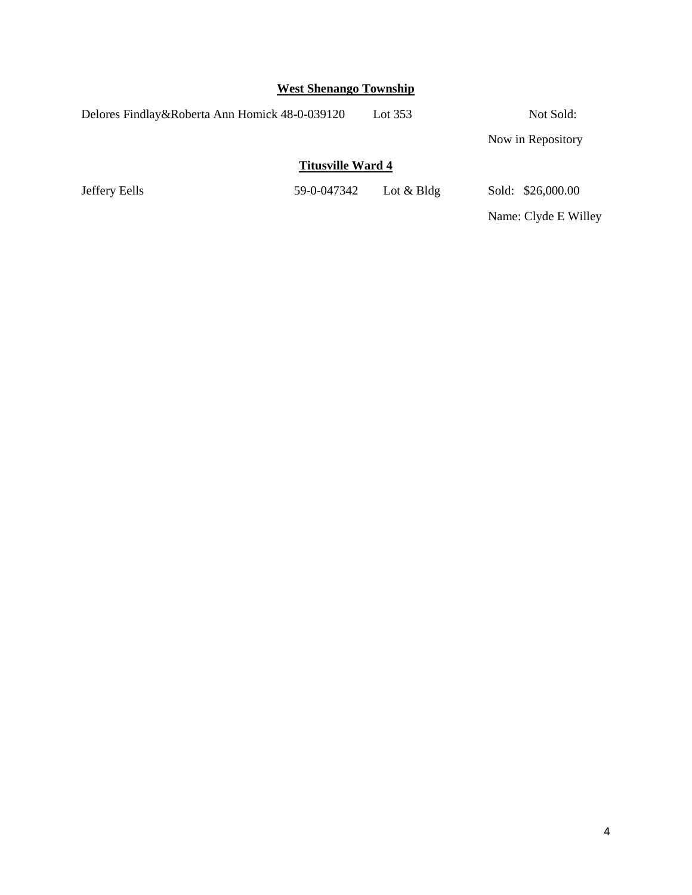**West Shenango Township**

| | | | |
|---|---|---|---|
| Delores Findlay&Roberta Ann Homick | 48-0-039120 | Lot 353 | Not Sold:<br>Now in Repository |

**Titusville Ward 4**

| | | | |
|---|---|---|---|
| Jeffery Eells | 59-0-047342 | Lot & Bldg | Sold: $26,000.00<br>Name: Clyde E Willey |